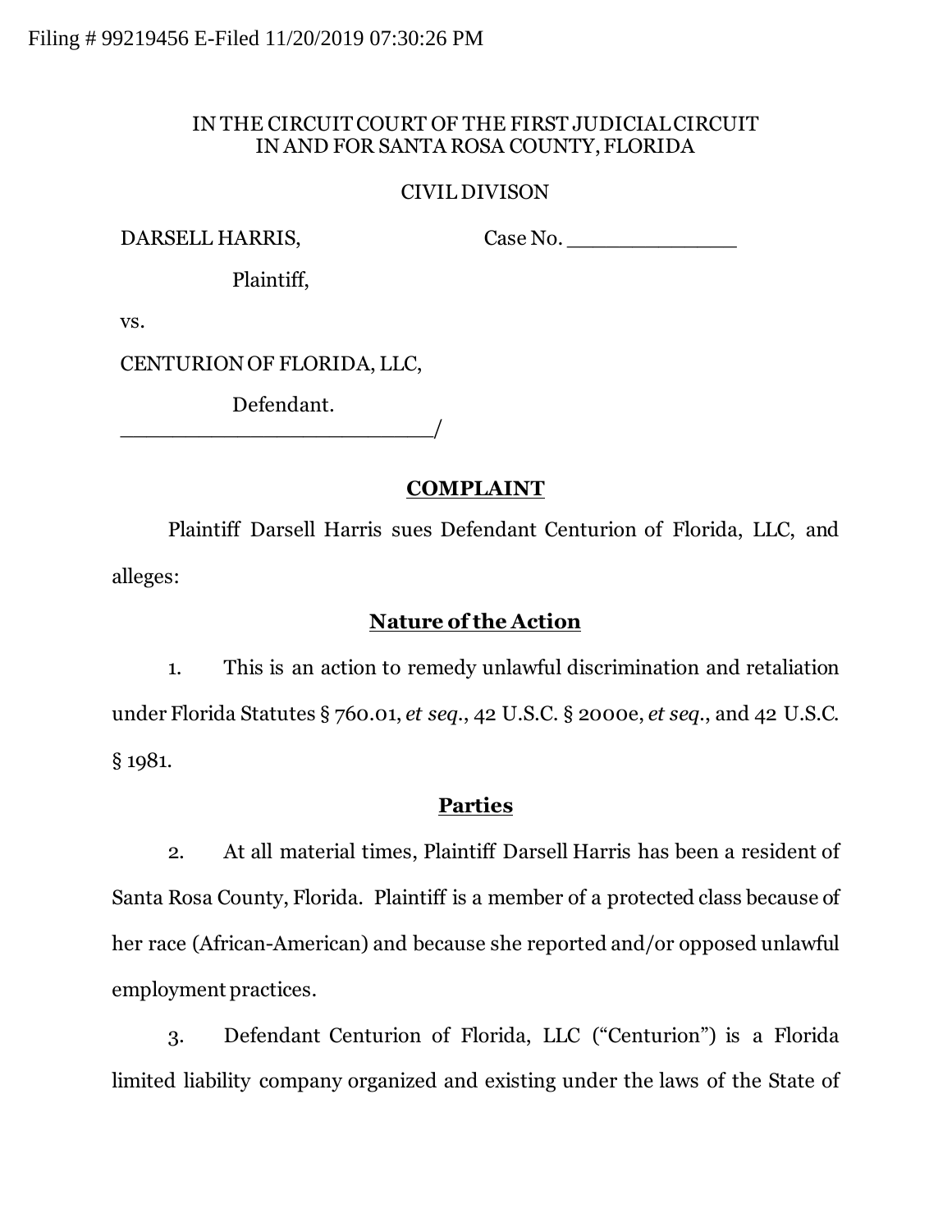Filing # 99219456 E-Filed 11/20/2019 07:30:26 PM

IN THE CIRCUIT COURT OF THE FIRST JUDICIAL CIRCUIT
IN AND FOR SANTA ROSA COUNTY, FLORIDA

CIVIL DIVISON

DARSELL HARRIS, Case No. _______________

Plaintiff,

vs.

CENTURION OF FLORIDA, LLC,

Defendant.
___________________________/

## COMPLAINT

Plaintiff Darsell Harris sues Defendant Centurion of Florida, LLC, and alleges:

### Nature of the Action

1. This is an action to remedy unlawful discrimination and retaliation under Florida Statutes § 760.01, *et seq*., 42 U.S.C. § 2000e, *et seq*., and 42 U.S.C. § 1981.

### Parties

2. At all material times, Plaintiff Darsell Harris has been a resident of Santa Rosa County, Florida. Plaintiff is a member of a protected class because of her race (African-American) and because she reported and/or opposed unlawful employment practices.

3. Defendant Centurion of Florida, LLC ("Centurion") is a Florida limited liability company organized and existing under the laws of the State of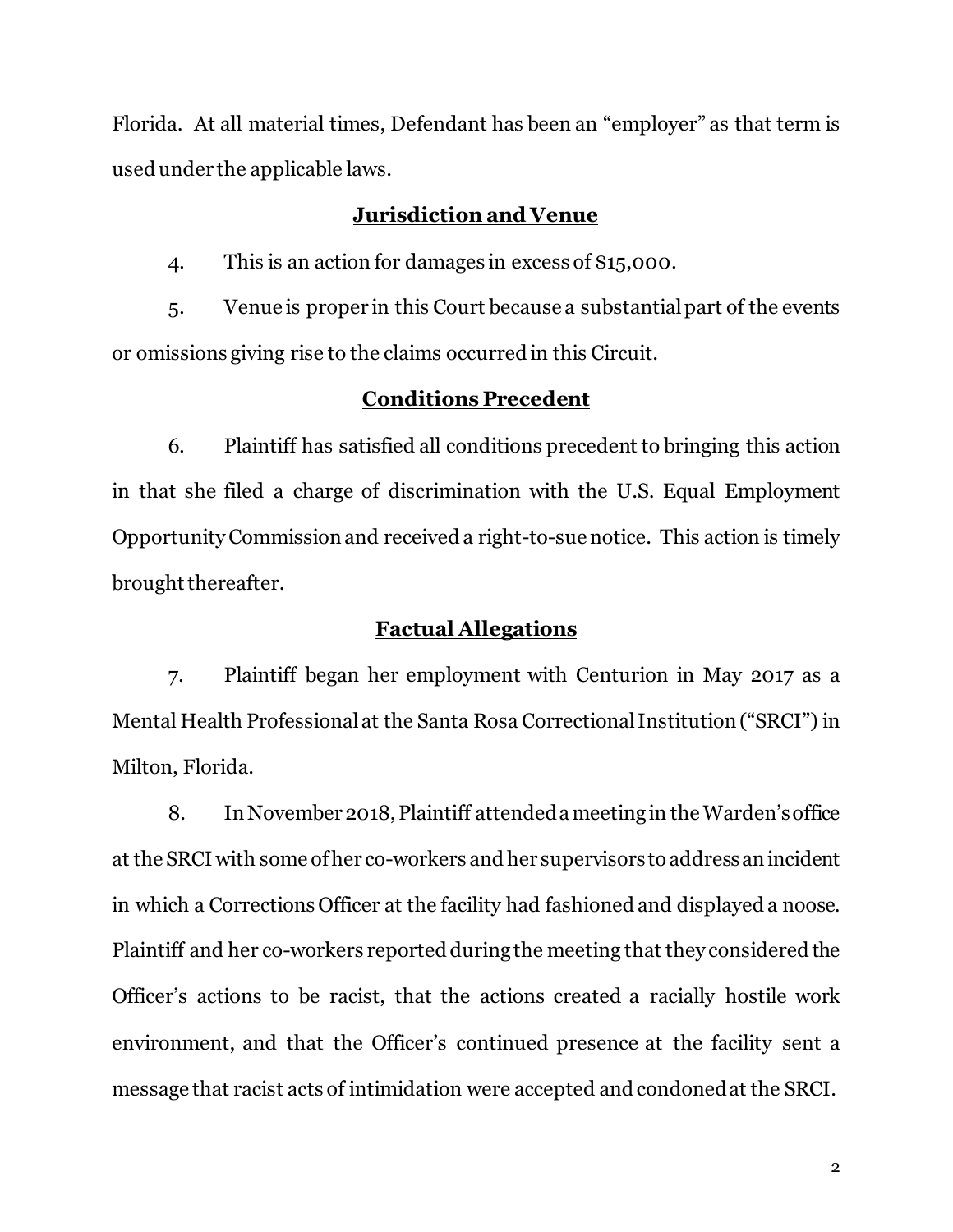Florida. At all material times, Defendant has been an "employer" as that term is used under the applicable laws.

## Jurisdiction and Venue

4. This is an action for damages in excess of $15,000.

5. Venue is proper in this Court because a substantial part of the events or omissions giving rise to the claims occurred in this Circuit.

## Conditions Precedent

6. Plaintiff has satisfied all conditions precedent to bringing this action in that she filed a charge of discrimination with the U.S. Equal Employment Opportunity Commission and received a right-to-sue notice. This action is timely brought thereafter.

## Factual Allegations

7. Plaintiff began her employment with Centurion in May 2017 as a Mental Health Professional at the Santa Rosa Correctional Institution ("SRCI") in Milton, Florida.

8. In November 2018, Plaintiff attended a meeting in the Warden's office at the SRCI with some of her co-workers and her supervisors to address an incident in which a Corrections Officer at the facility had fashioned and displayed a noose. Plaintiff and her co-workers reported during the meeting that they considered the Officer's actions to be racist, that the actions created a racially hostile work environment, and that the Officer's continued presence at the facility sent a message that racist acts of intimidation were accepted and condoned at the SRCI.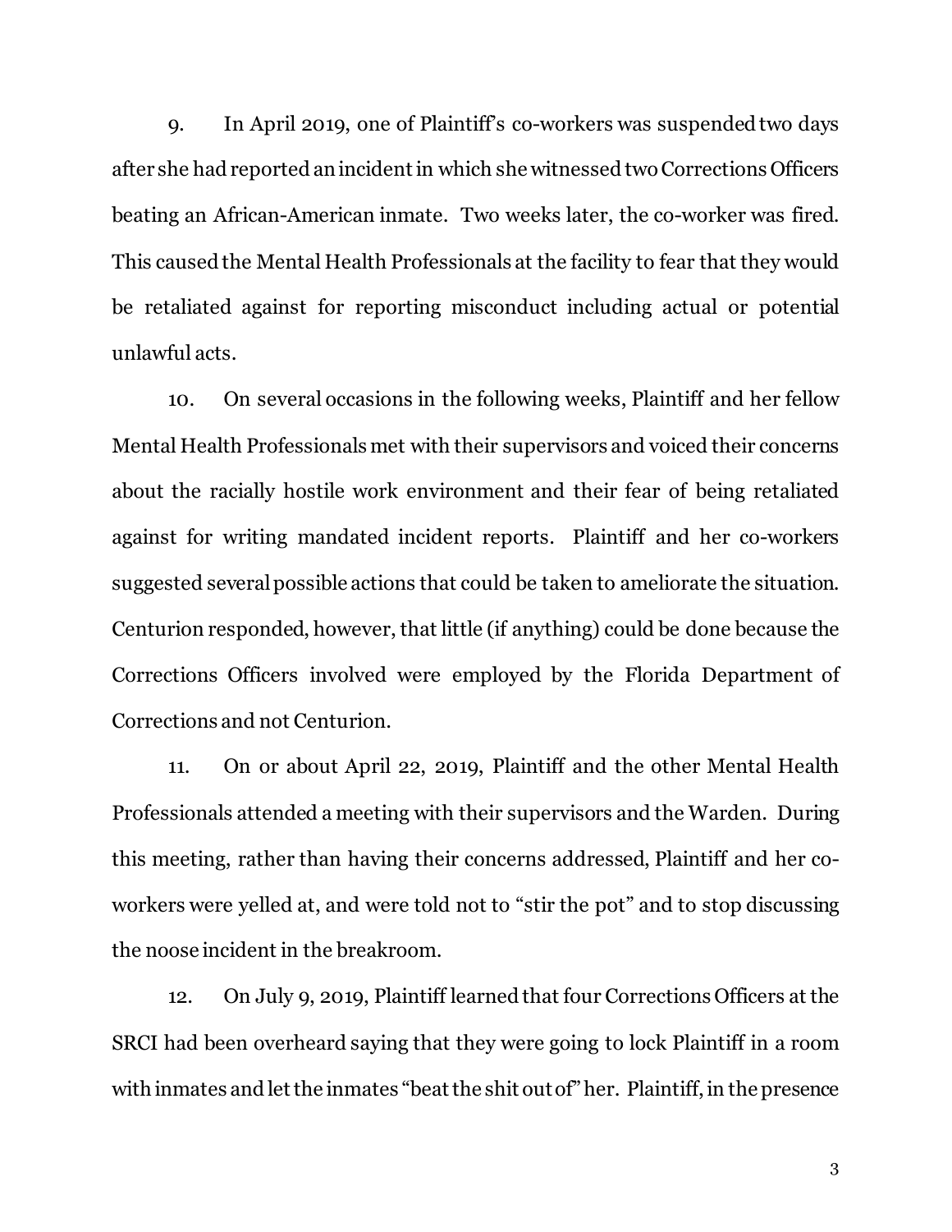9. In April 2019, one of Plaintiff's co-workers was suspended two days after she had reported an incident in which she witnessed two Corrections Officers beating an African-American inmate. Two weeks later, the co-worker was fired. This caused the Mental Health Professionals at the facility to fear that they would be retaliated against for reporting misconduct including actual or potential unlawful acts.

10. On several occasions in the following weeks, Plaintiff and her fellow Mental Health Professionals met with their supervisors and voiced their concerns about the racially hostile work environment and their fear of being retaliated against for writing mandated incident reports. Plaintiff and her co-workers suggested several possible actions that could be taken to ameliorate the situation. Centurion responded, however, that little (if anything) could be done because the Corrections Officers involved were employed by the Florida Department of Corrections and not Centurion.

11. On or about April 22, 2019, Plaintiff and the other Mental Health Professionals attended a meeting with their supervisors and the Warden. During this meeting, rather than having their concerns addressed, Plaintiff and her co-workers were yelled at, and were told not to "stir the pot" and to stop discussing the noose incident in the breakroom.

12. On July 9, 2019, Plaintiff learned that four Corrections Officers at the SRCI had been overheard saying that they were going to lock Plaintiff in a room with inmates and let the inmates "beat the shit out of" her. Plaintiff, in the presence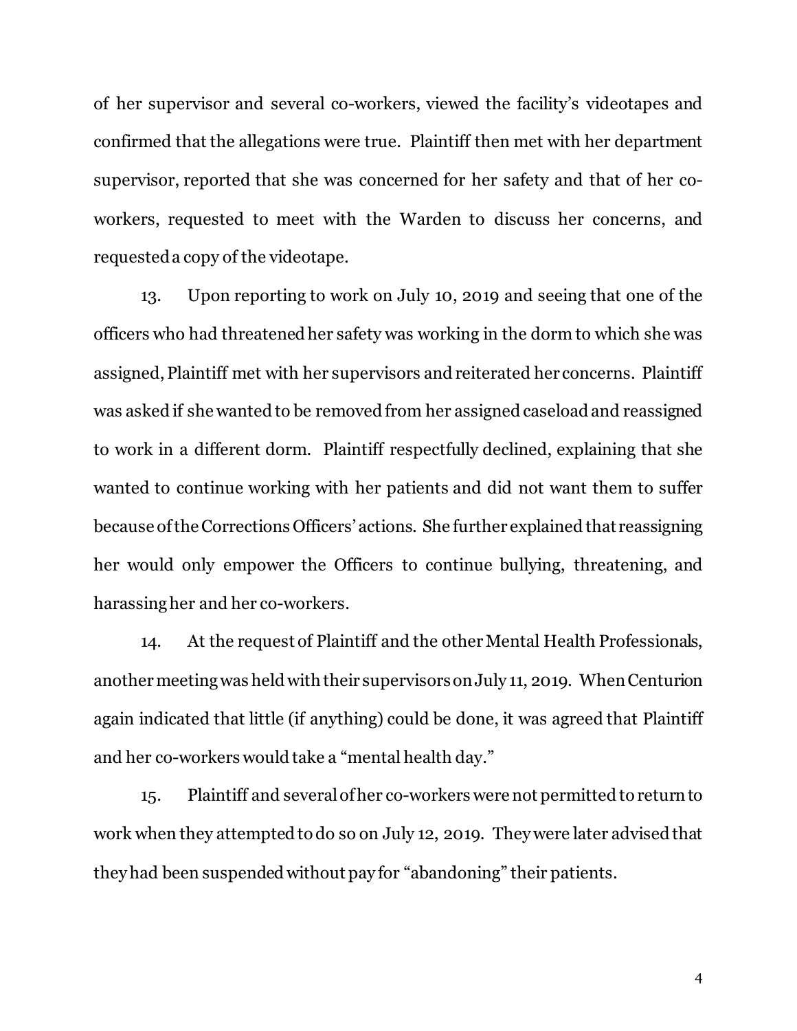of her supervisor and several co-workers, viewed the facility's videotapes and confirmed that the allegations were true. Plaintiff then met with her department supervisor, reported that she was concerned for her safety and that of her co-workers, requested to meet with the Warden to discuss her concerns, and requested a copy of the videotape.

13. Upon reporting to work on July 10, 2019 and seeing that one of the officers who had threatened her safety was working in the dorm to which she was assigned, Plaintiff met with her supervisors and reiterated her concerns. Plaintiff was asked if she wanted to be removed from her assigned caseload and reassigned to work in a different dorm. Plaintiff respectfully declined, explaining that she wanted to continue working with her patients and did not want them to suffer because of the Corrections Officers' actions. She further explained that reassigning her would only empower the Officers to continue bullying, threatening, and harassing her and her co-workers.

14. At the request of Plaintiff and the other Mental Health Professionals, another meeting was held with their supervisors on July 11, 2019. When Centurion again indicated that little (if anything) could be done, it was agreed that Plaintiff and her co-workers would take a "mental health day."

15. Plaintiff and several of her co-workers were not permitted to return to work when they attempted to do so on July 12, 2019. They were later advised that they had been suspended without pay for "abandoning" their patients.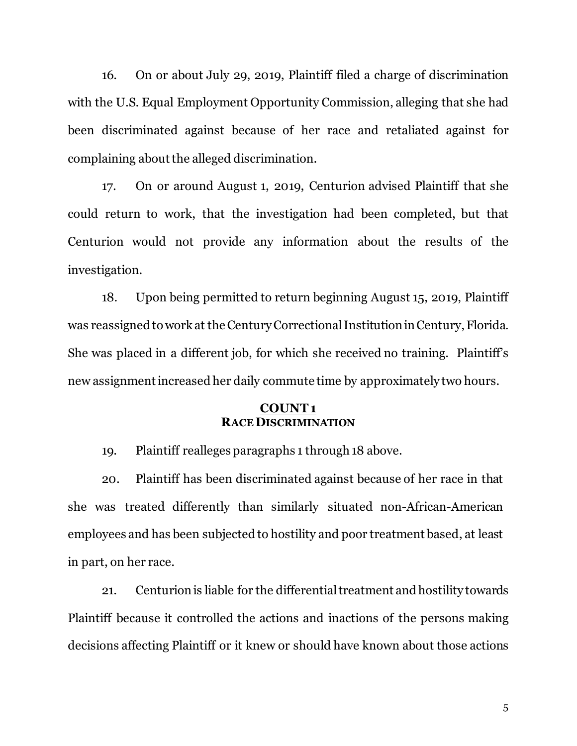16. On or about July 29, 2019, Plaintiff filed a charge of discrimination with the U.S. Equal Employment Opportunity Commission, alleging that she had been discriminated against because of her race and retaliated against for complaining about the alleged discrimination.

17. On or around August 1, 2019, Centurion advised Plaintiff that she could return to work, that the investigation had been completed, but that Centurion would not provide any information about the results of the investigation.

18. Upon being permitted to return beginning August 15, 2019, Plaintiff was reassigned to work at the Century Correctional Institution in Century, Florida. She was placed in a different job, for which she received no training. Plaintiff's new assignment increased her daily commute time by approximately two hours.

## COUNT 1
### RACE DISCRIMINATION

19. Plaintiff realleges paragraphs 1 through 18 above.

20. Plaintiff has been discriminated against because of her race in that she was treated differently than similarly situated non-African-American employees and has been subjected to hostility and poor treatment based, at least in part, on her race.

21. Centurion is liable for the differential treatment and hostility towards Plaintiff because it controlled the actions and inactions of the persons making decisions affecting Plaintiff or it knew or should have known about those actions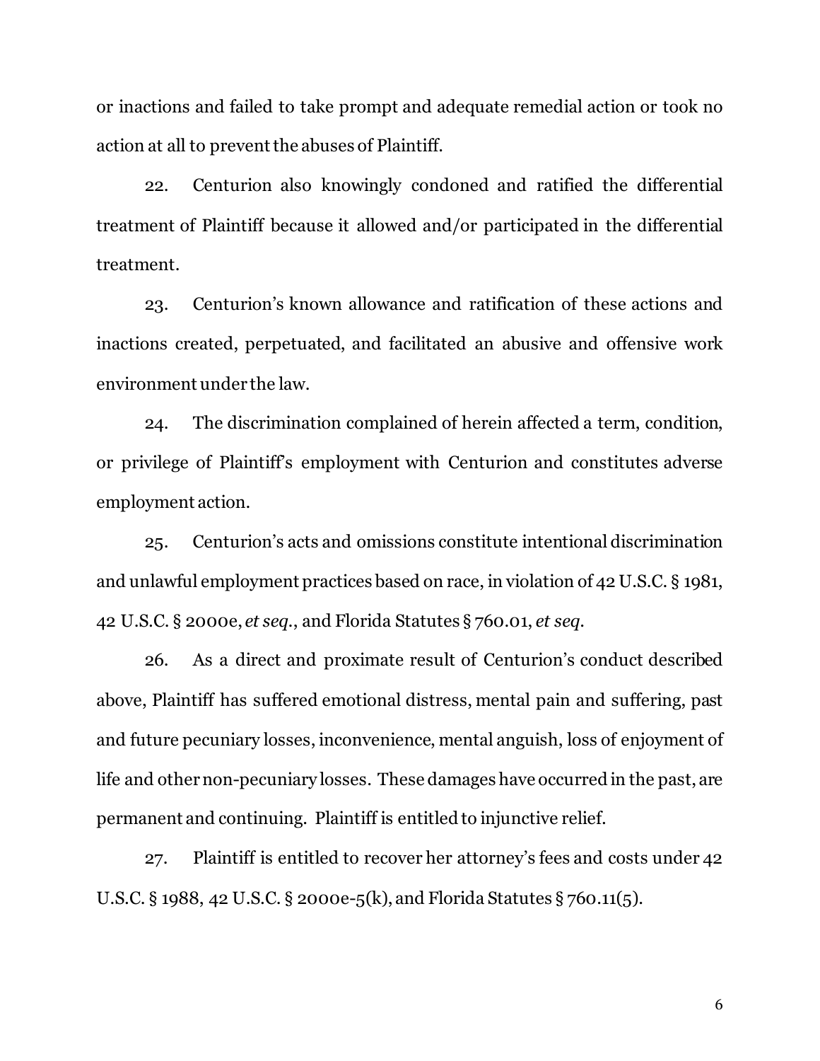or inactions and failed to take prompt and adequate remedial action or took no action at all to prevent the abuses of Plaintiff.

22. Centurion also knowingly condoned and ratified the differential treatment of Plaintiff because it allowed and/or participated in the differential treatment.

23. Centurion's known allowance and ratification of these actions and inactions created, perpetuated, and facilitated an abusive and offensive work environment under the law.

24. The discrimination complained of herein affected a term, condition, or privilege of Plaintiff's employment with Centurion and constitutes adverse employment action.

25. Centurion's acts and omissions constitute intentional discrimination and unlawful employment practices based on race, in violation of 42 U.S.C. § 1981, 42 U.S.C. § 2000e, *et seq.*, and Florida Statutes § 760.01, *et seq*.

26. As a direct and proximate result of Centurion's conduct described above, Plaintiff has suffered emotional distress, mental pain and suffering, past and future pecuniary losses, inconvenience, mental anguish, loss of enjoyment of life and other non-pecuniary losses. These damages have occurred in the past, are permanent and continuing. Plaintiff is entitled to injunctive relief.

27. Plaintiff is entitled to recover her attorney's fees and costs under 42 U.S.C. § 1988, 42 U.S.C. § 2000e-5(k), and Florida Statutes § 760.11(5).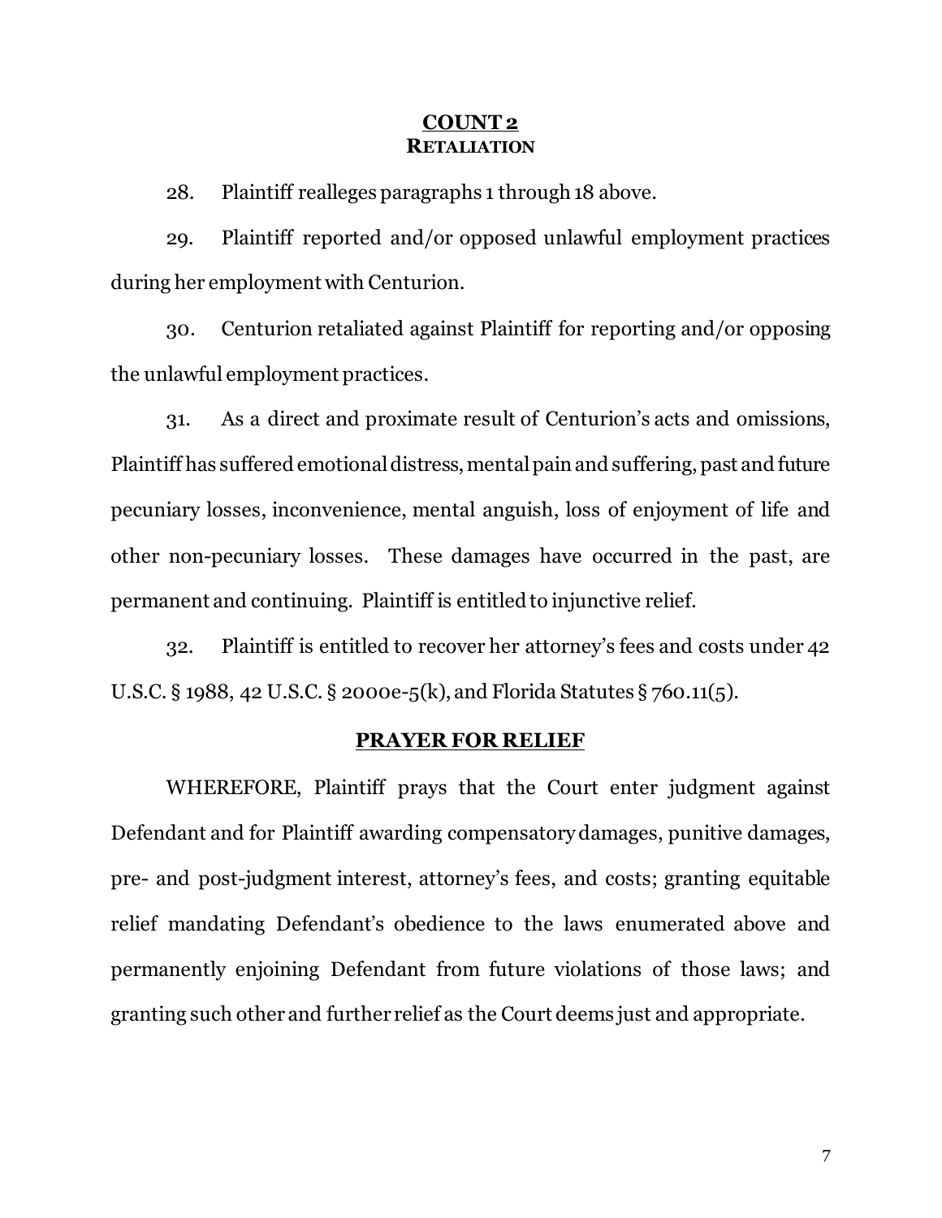## COUNT 2
### RETALIATION

28. Plaintiff realleges paragraphs 1 through 18 above.

29. Plaintiff reported and/or opposed unlawful employment practices during her employment with Centurion.

30. Centurion retaliated against Plaintiff for reporting and/or opposing the unlawful employment practices.

31. As a direct and proximate result of Centurion's acts and omissions, Plaintiff has suffered emotional distress, mental pain and suffering, past and future pecuniary losses, inconvenience, mental anguish, loss of enjoyment of life and other non-pecuniary losses. These damages have occurred in the past, are permanent and continuing. Plaintiff is entitled to injunctive relief.

32. Plaintiff is entitled to recover her attorney's fees and costs under 42 U.S.C. § 1988, 42 U.S.C. § 2000e-5(k), and Florida Statutes § 760.11(5).

## PRAYER FOR RELIEF

WHEREFORE, Plaintiff prays that the Court enter judgment against Defendant and for Plaintiff awarding compensatory damages, punitive damages, pre- and post-judgment interest, attorney's fees, and costs; granting equitable relief mandating Defendant's obedience to the laws enumerated above and permanently enjoining Defendant from future violations of those laws; and granting such other and further relief as the Court deems just and appropriate.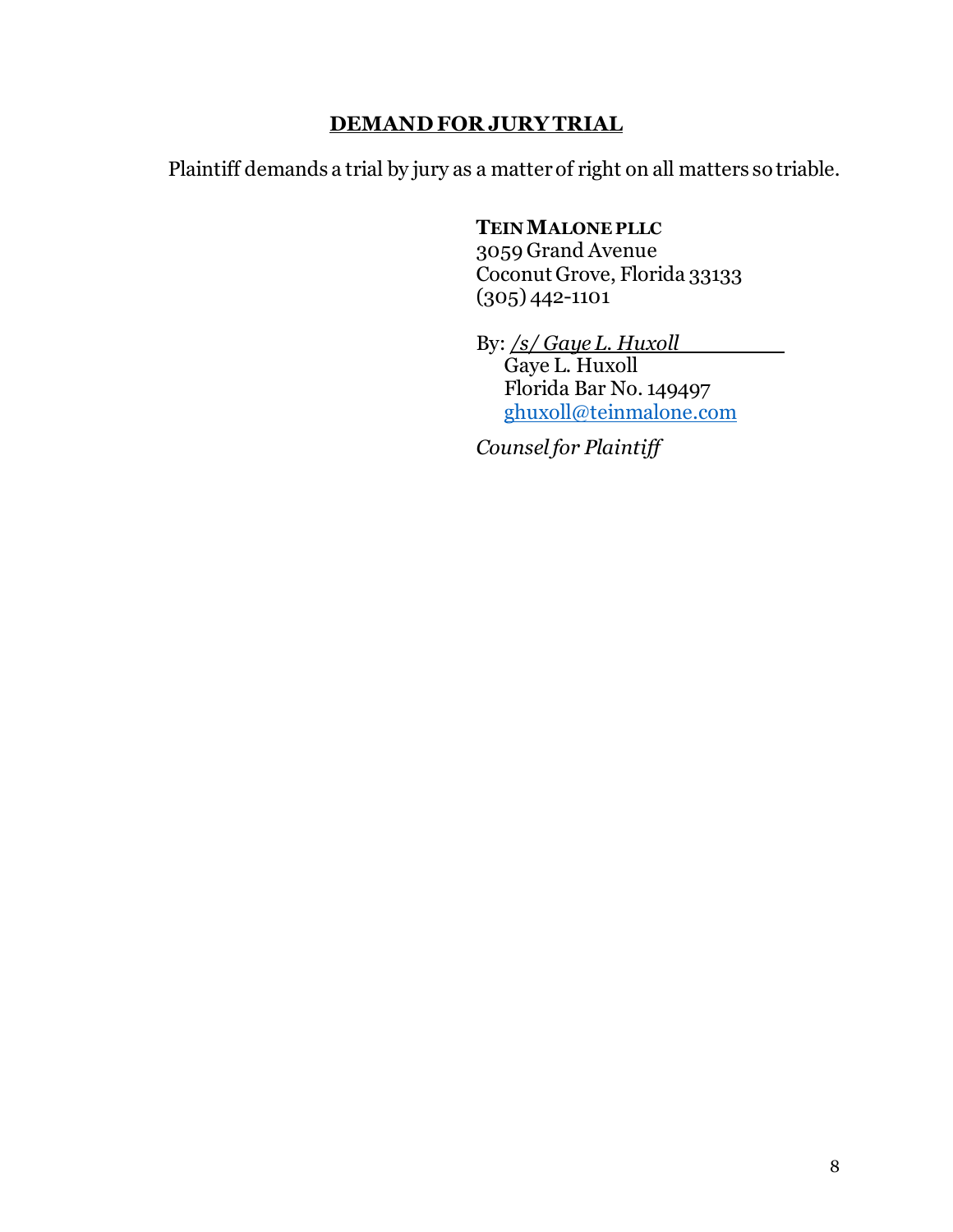## DEMAND FOR JURY TRIAL

Plaintiff demands a trial by jury as a matter of right on all matters so triable.

**TEIN MALONE PLLC**
3059 Grand Avenue
Coconut Grove, Florida 33133
(305) 442-1101

By: */s/ Gaye L. Huxoll*
Gaye L. Huxoll
Florida Bar No. 149497
ghuxoll@teinmalone.com

*Counsel for Plaintiff*